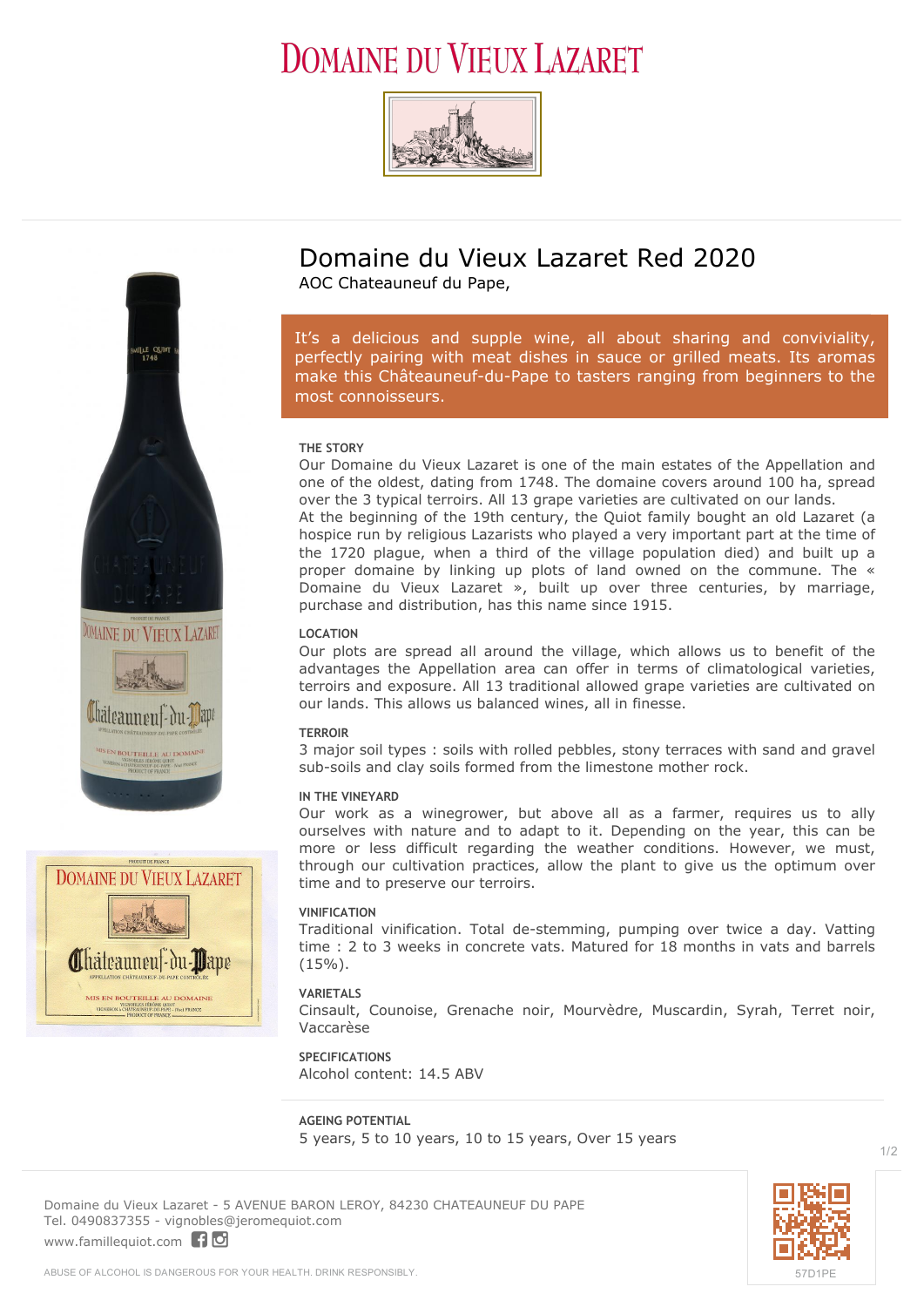# DOMAINE DU VIEUX LAZARET

## Domaine du Vieux Lazaret Red 2020

AOC Chateauneuf du Pape,

It's a delicious and supple wine, all about sharing and conviviality, perfectly pairing with meat dishes in sauce or grilled meats. Its aromas make this Châteauneuf-du-Pape to tasters ranging from beginners to the most connoisseurs.

### THE STORY

Our Domaine du Vieux Lazaret is one of the main estates of the Appellation and one of the oldest, dating from 1748. The domaine covers around 100 ha, spread over the 3 typical terroirs. All 13 grape varieties are cultivated on our lands.
At the beginning of the 19th century, the Quiot family bought an old Lazaret (a hospice run by religious Lazarists who played a very important part at the time of the 1720 plague, when a third of the village population died) and built up a proper domaine by linking up plots of land owned on the commune. The « Domaine du Vieux Lazaret », built up over three centuries, by marriage, purchase and distribution, has this name since 1915.

### LOCATION

Our plots are spread all around the village, which allows us to benefit of the advantages the Appellation area can offer in terms of climatological varieties, terroirs and exposure. All 13 traditional allowed grape varieties are cultivated on our lands. This allows us balanced wines, all in finesse.

### TERROIR

3 major soil types : soils with rolled pebbles, stony terraces with sand and gravel sub-soils and clay soils formed from the limestone mother rock.

### IN THE VINEYARD

Our work as a winegrower, but above all as a farmer, requires us to ally ourselves with nature and to adapt to it. Depending on the year, this can be more or less difficult regarding the weather conditions. However, we must, through our cultivation practices, allow the plant to give us the optimum over time and to preserve our terroirs.

### VINIFICATION

Traditional vinification. Total de-stemming, pumping over twice a day. Vatting time : 2 to 3 weeks in concrete vats. Matured for 18 months in vats and barrels (15%).

### VARIETALS

Cinsault, Counoise, Grenache noir, Mourvèdre, Muscardin, Syrah, Terret noir, Vaccarèse

### SPECIFICATIONS

Alcohol content: 14.5 ABV

### AGEING POTENTIAL

5 years, 5 to 10 years, 10 to 15 years, Over 15 years

Domaine du Vieux Lazaret - 5 AVENUE BARON LEROY, 84230 CHATEAUNEUF DU PAPE
Tel. 0490837355 - vignobles@jeromequiot.com
www.famillequiot.com

57D1PE

ABUSE OF ALCOHOL IS DANGEROUS FOR YOUR HEALTH. DRINK RESPONSIBLY.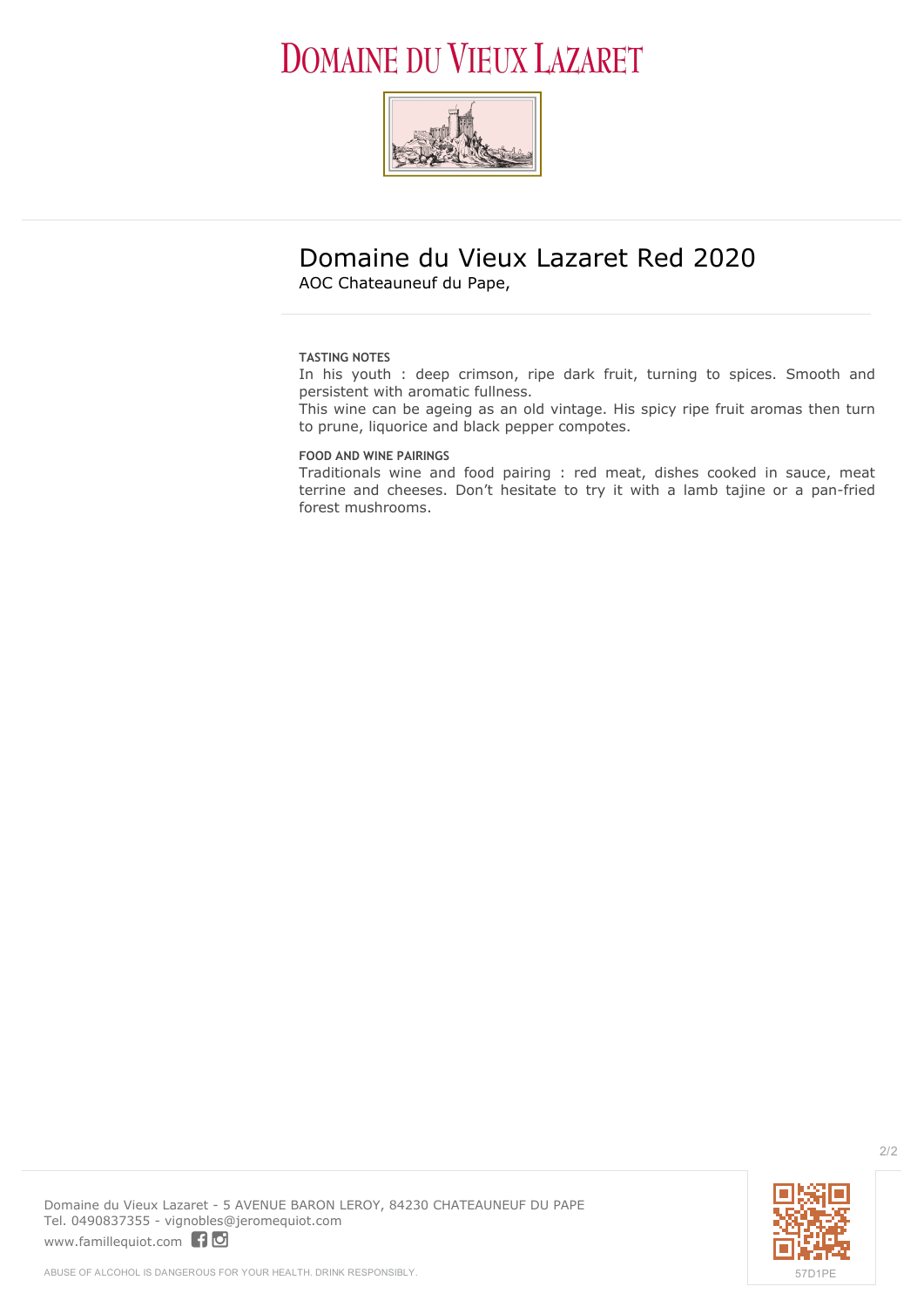# Domaine du Vieux Lazaret

## Domaine du Vieux Lazaret Red 2020

AOC Chateauneuf du Pape,

### TASTING NOTES

In his youth : deep crimson, ripe dark fruit, turning to spices. Smooth and persistent with aromatic fullness.

This wine can be ageing as an old vintage. His spicy ripe fruit aromas then turn to prune, liquorice and black pepper compotes.

### FOOD AND WINE PAIRINGS

Traditionals wine and food pairing : red meat, dishes cooked in sauce, meat terrine and cheeses. Don't hesitate to try it with a lamb tajine or a pan-fried forest mushrooms.

Domaine du Vieux Lazaret - 5 AVENUE BARON LEROY, 84230 CHATEAUNEUF DU PAPE
Tel. 0490837355 - vignobles@jeromequiot.com
www.famillequiot.com

ABUSE OF ALCOHOL IS DANGEROUS FOR YOUR HEALTH. DRINK RESPONSIBLY.

57D1PE